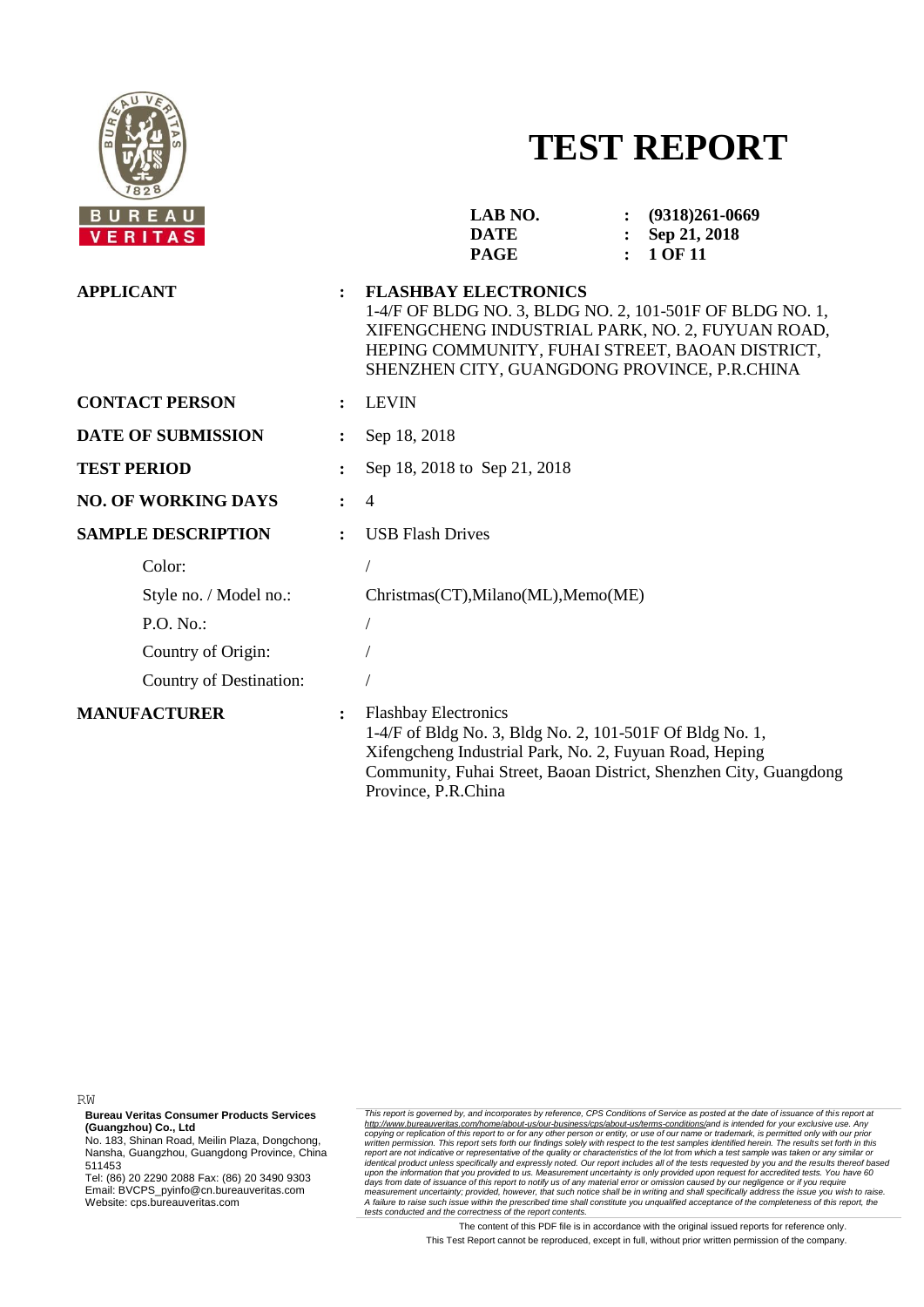# TEST REPORT

| | | |
|---|---|---|
| **LAB NO.** | : | **(9318)261-0669** |
| **DATE** | : | **Sep 21, 2018** |

| | | |
|---|---|---|
| **APPLICANT** | : | **FLASHBAY ELECTRONICS**<br>1-4/F OF BLDG NO. 3, BLDG NO. 2, 101-501F OF BLDG NO. 1, XIFENGCHENG INDUSTRIAL PARK, NO. 2, FUYUAN ROAD, HEPING COMMUNITY, FUHAI STREET, BAOAN DISTRICT, SHENZHEN CITY, GUANGDONG PROVINCE, P.R.CHINA |
| **CONTACT PERSON** | : | LEVIN |
| **DATE OF SUBMISSION** | : | Sep 18, 2018 |
| **TEST PERIOD** | : | Sep 18, 2018 to Sep 21, 2018 |
| **NO. OF WORKING DAYS** | : | 4 |
| **SAMPLE DESCRIPTION** | : | USB Flash Drives |
| Color: | | / |
| Style no. / Model no.: | | Christmas(CT),Milano(ML),Memo(ME) |
| P.O. No.: | | / |
| Country of Origin: | | / |
| Country of Destination: | | / |
| **MANUFACTURER** | : | Flashbay Electronics<br>1-4/F of Bldg No. 3, Bldg No. 2, 101-501F Of Bldg No. 1, Xifengcheng Industrial Park, No. 2, Fuyuan Road, Heping Community, Fuhai Street, Baoan District, Shenzhen City, Guangdong Province, P.R.China |

RW

**Bureau Veritas Consumer Products Services (Guangzhou) Co., Ltd**
No. 183, Shinan Road, Meilin Plaza, Dongchong, Nansha, Guangzhou, Guangdong Province, China 511453
Tel: (86) 20 2290 2088 Fax: (86) 20 3490 9303
Email: BVCPS_pyinfo@cn.bureauveritas.com
Website: cps.bureauveritas.com

*This report is governed by, and incorporates by reference, CPS Conditions of Service as posted at the date of issuance of this report at http://www.bureauveritas.com/home/about-us/our-business/cps/about-us/terms-conditions/and is intended for your exclusive use. Any copying or replication of this report to or for any other person or entity, or use of our name or trademark, is permitted only with our prior written permission. This report sets forth our findings solely with respect to the test samples identified herein. The results set forth in this report are not indicative or representative of the quality or characteristics of the lot from which a test sample was taken or any similar or identical product unless specifically and expressly noted. Our report includes all of the tests requested by you and the results thereof based upon the information that you provided to us. Measurement uncertainty is only provided upon request for accredited tests. You have 60 days from date of issuance of this report to notify us of any material error or omission caused by our negligence or if you require measurement uncertainty; provided, however, that such notice shall be in writing and shall specifically address the issue you wish to raise. A failure to raise such issue within the prescribed time shall constitute you unqualified acceptance of the completeness of this report, the tests conducted and the correctness of the report contents.*

The content of this PDF file is in accordance with the original issued reports for reference only.
This Test Report cannot be reproduced, except in full, without prior written permission of the company.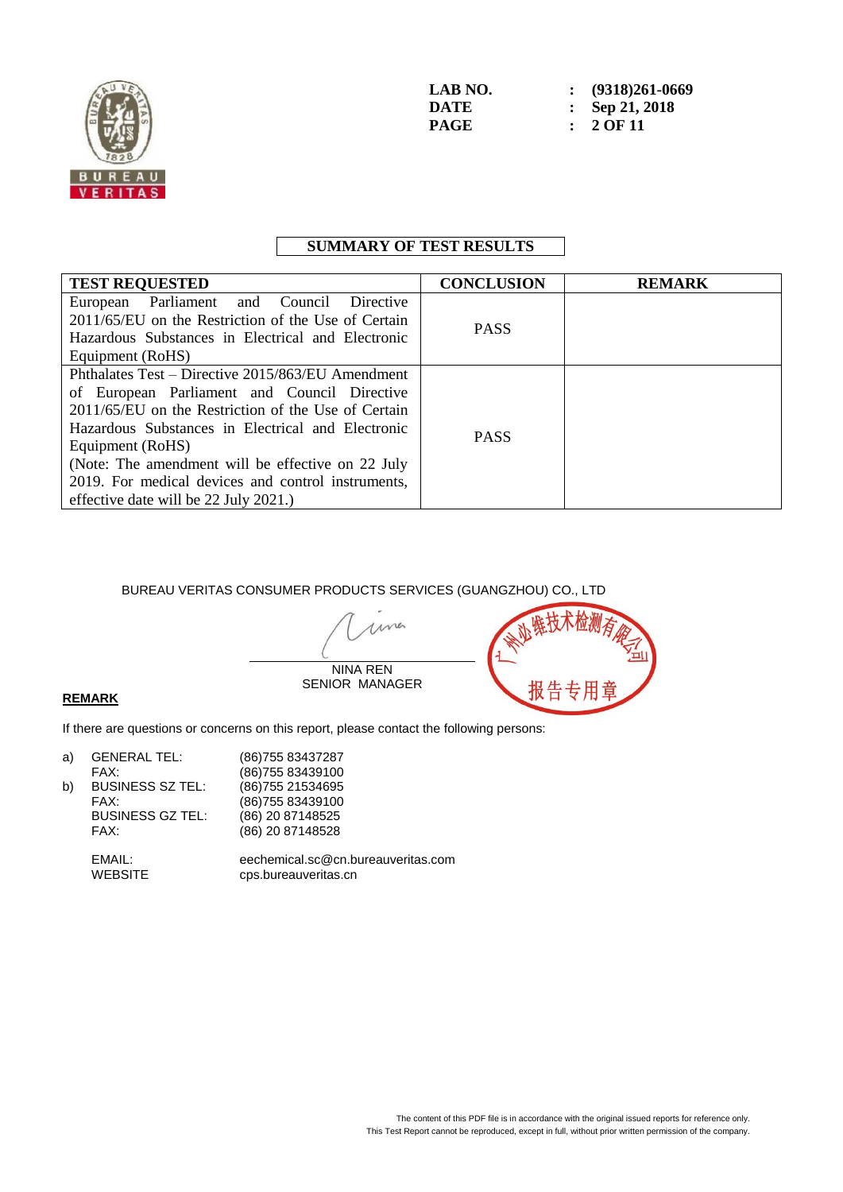LAB NO. : (9318)261-0669
DATE : Sep 21, 2018

## SUMMARY OF TEST RESULTS

| TEST REQUESTED | CONCLUSION | REMARK |
|---|---|---|
| European Parliament and Council Directive 2011/65/EU on the Restriction of the Use of Certain Hazardous Substances in Electrical and Electronic Equipment (RoHS) | PASS | |
| Phthalates Test – Directive 2015/863/EU Amendment of European Parliament and Council Directive 2011/65/EU on the Restriction of the Use of Certain Hazardous Substances in Electrical and Electronic Equipment (RoHS) (Note: The amendment will be effective on 22 July 2019. For medical devices and control instruments, effective date will be 22 July 2021.) | PASS | |

BUREAU VERITAS CONSUMER PRODUCTS SERVICES (GUANGZHOU) CO., LTD

NINA REN
SENIOR MANAGER

广州必维技术检测有限公司
报告专用章

**REMARK**

If there are questions or concerns on this report, please contact the following persons:

a) GENERAL TEL: (86)755 83437287
   FAX: (86)755 83439100
b) BUSINESS SZ TEL: (86)755 21534695
   FAX: (86)755 83439100
   BUSINESS GZ TEL: (86) 20 87148525
   FAX: (86) 20 87148528

   EMAIL: eechemical.sc@cn.bureauveritas.com
   WEBSITE cps.bureauveritas.cn

The content of this PDF file is in accordance with the original issued reports for reference only.
This Test Report cannot be reproduced, except in full, without prior written permission of the company.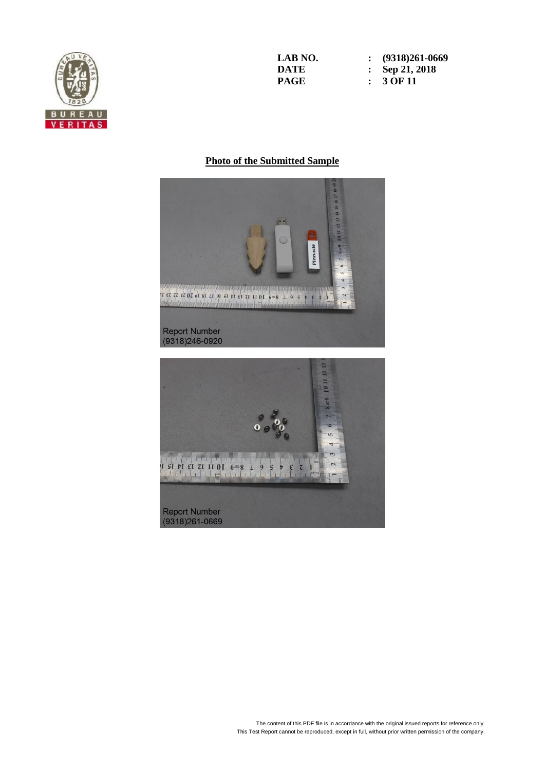## Photo of the Submitted Sample

Report Number
(9318)246-0920

Report Number
(9318)261-0669

The content of this PDF file is in accordance with the original issued reports for reference only.
This Test Report cannot be reproduced, except in full, without prior written permission of the company.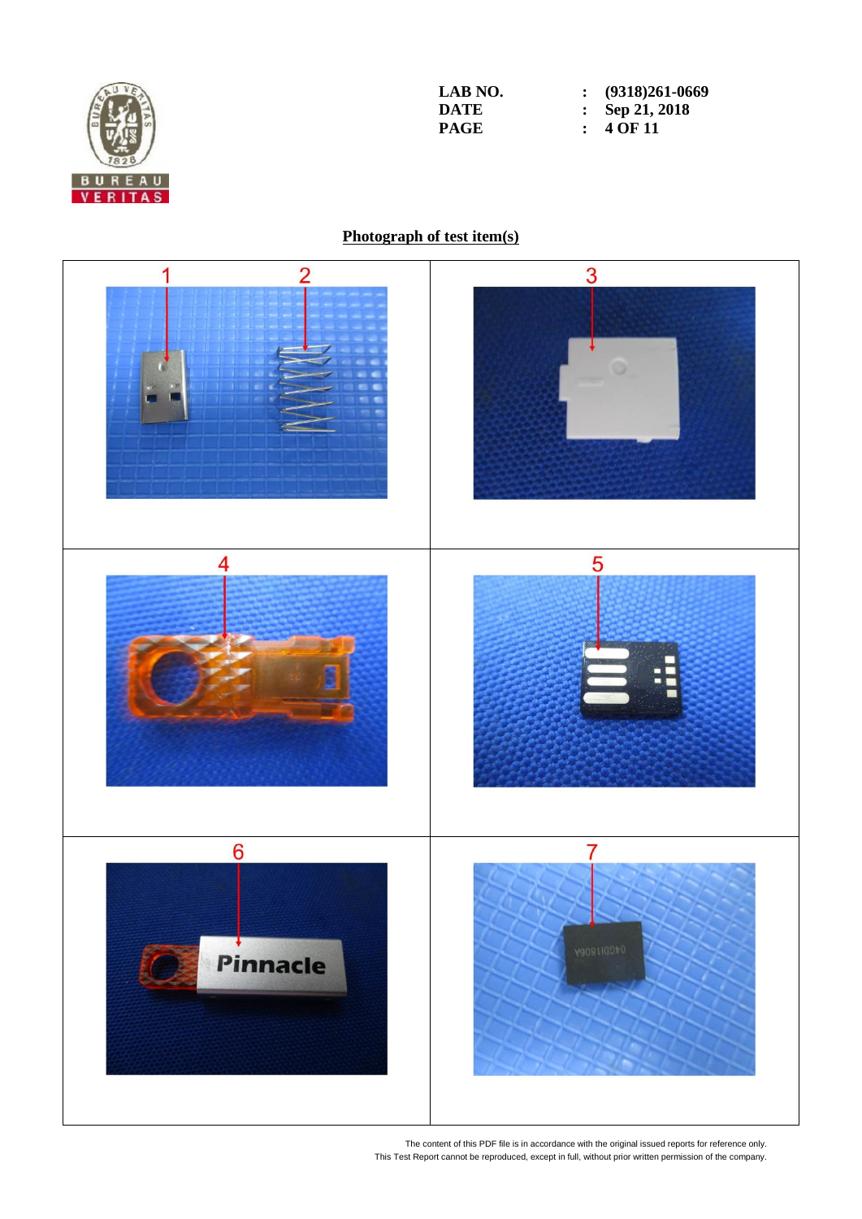| LAB NO. | : | (9318)261-0669 |
|---|---|---|
| DATE | : | Sep 21, 2018 |

## Photograph of test item(s)

| | |
|---|---|
| 1 2 | 3 |
| 4 | 5 |
| 6 | 7 |

The content of this PDF file is in accordance with the original issued reports for reference only.
This Test Report cannot be reproduced, except in full, without prior written permission of the company.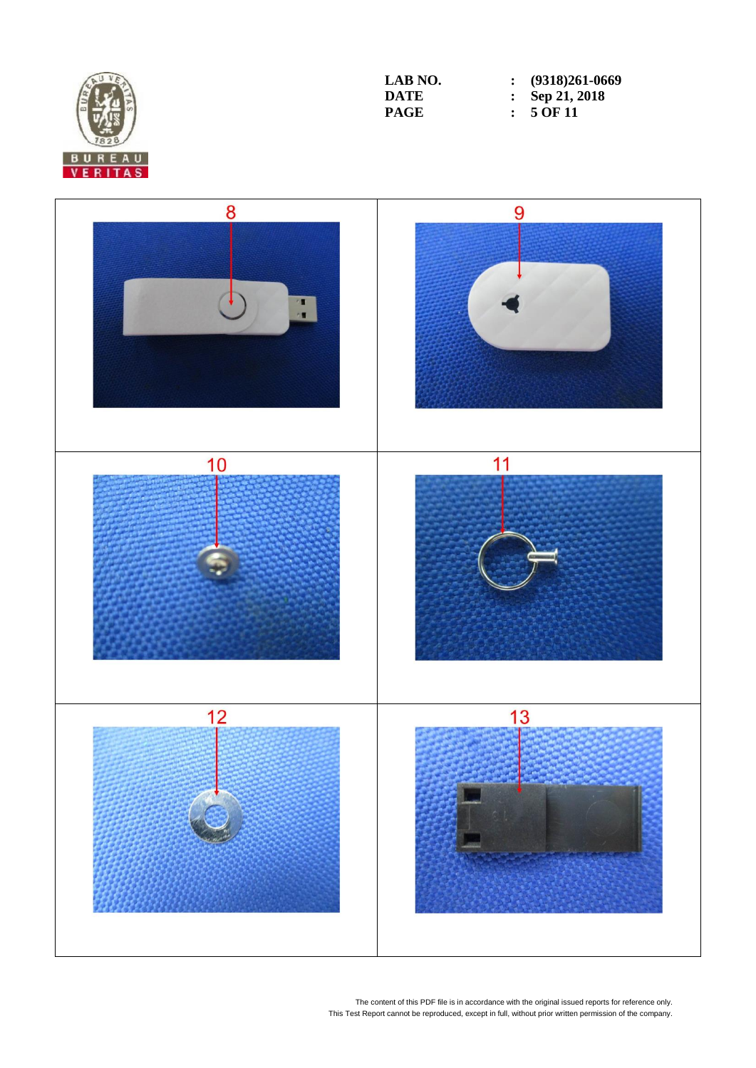| | | |
|---|---|---|
| LAB NO. | : | (9318)261-0669 |
| DATE | : | Sep 21, 2018 |
| PAGE | : | 5 OF 11 |

| | |
|---|---|
| 8 | 9 |
| 10 | 11 |
| 12 | 13 |

The content of this PDF file is in accordance with the original issued reports for reference only.
This Test Report cannot be reproduced, except in full, without prior written permission of the company.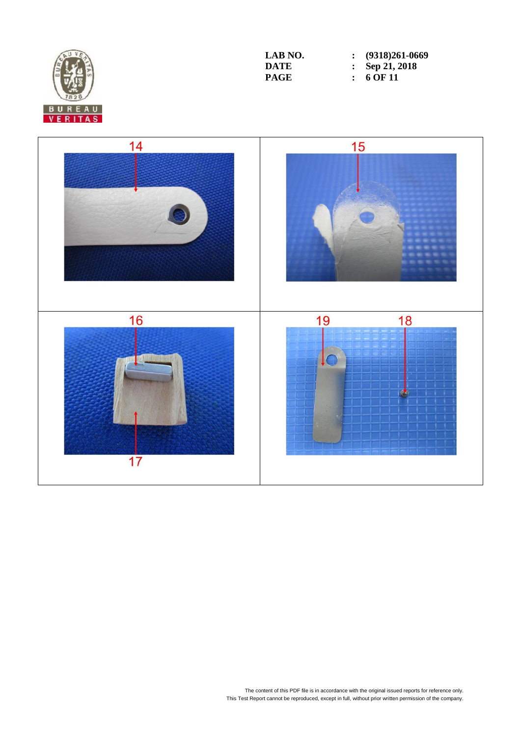| 14 | 15 |
| --- | --- |
| 16 / 17 | 19 / 18 |

The content of this PDF file is in accordance with the original issued reports for reference only.
This Test Report cannot be reproduced, except in full, without prior written permission of the company.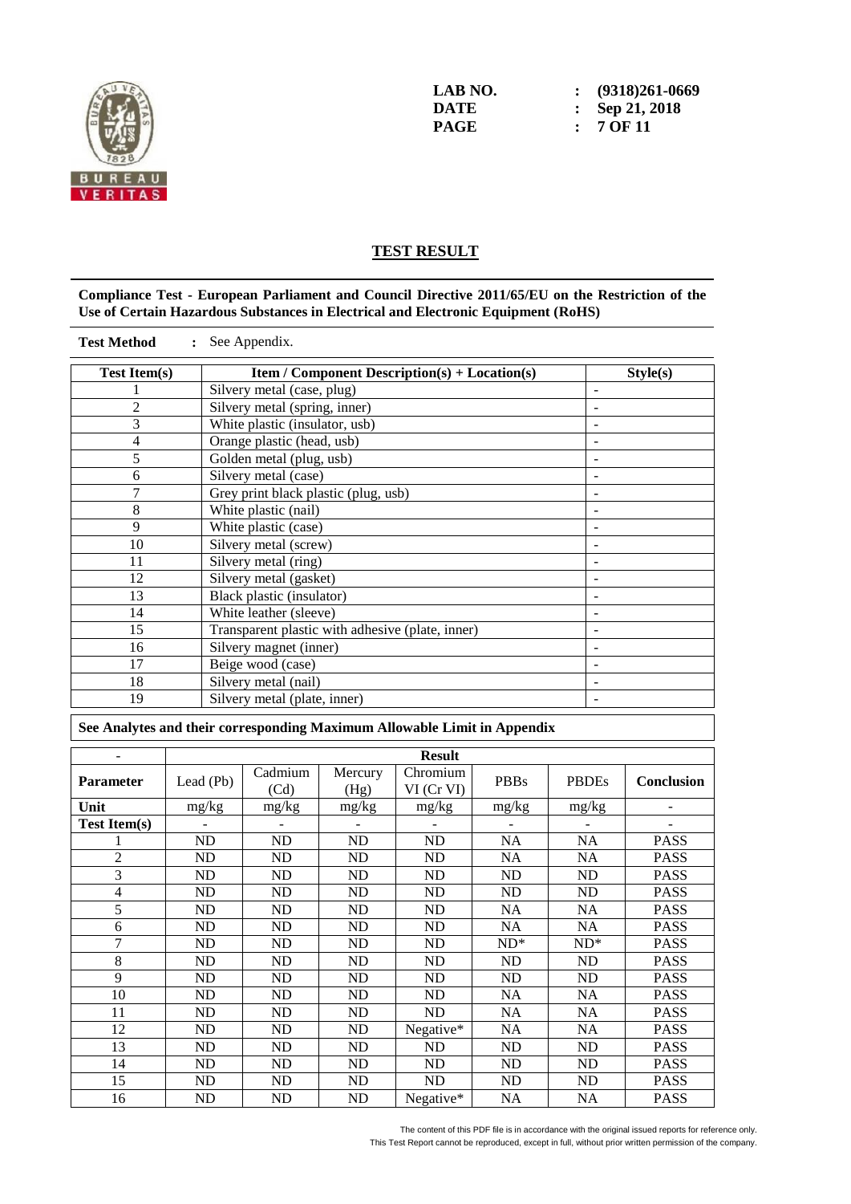LAB NO. : (9318)261-0669
DATE : Sep 21, 2018

## TEST RESULT

**Compliance Test - European Parliament and Council Directive 2011/65/EU on the Restriction of the Use of Certain Hazardous Substances in Electrical and Electronic Equipment (RoHS)**

**Test Method** : See Appendix.

| Test Item(s) | Item / Component Description(s) + Location(s) | Style(s) |
|---|---|---|
| 1 | Silvery metal (case, plug) | - |
| 2 | Silvery metal (spring, inner) | - |
| 3 | White plastic (insulator, usb) | - |
| 4 | Orange plastic (head, usb) | - |
| 5 | Golden metal (plug, usb) | - |
| 6 | Silvery metal (case) | - |
| 7 | Grey print black plastic (plug, usb) | - |
| 8 | White plastic (nail) | - |
| 9 | White plastic (case) | - |
| 10 | Silvery metal (screw) | - |
| 11 | Silvery metal (ring) | - |
| 12 | Silvery metal (gasket) | - |
| 13 | Black plastic (insulator) | - |
| 14 | White leather (sleeve) | - |
| 15 | Transparent plastic with adhesive (plate, inner) | - |
| 16 | Silvery magnet (inner) | - |
| 17 | Beige wood (case) | - |
| 18 | Silvery metal (nail) | - |
| 19 | Silvery metal (plate, inner) | - |

**See Analytes and their corresponding Maximum Allowable Limit in Appendix**

| - | Result | | | | | | |
|---|---|---|---|---|---|---|---|
| **Parameter** | Lead (Pb) | Cadmium (Cd) | Mercury (Hg) | Chromium VI (Cr VI) | PBBs | PBDEs | **Conclusion** |
| **Unit** | mg/kg | mg/kg | mg/kg | mg/kg | mg/kg | mg/kg | - |
| **Test Item(s)** | - | - | - | - | - | - | - |
| 1 | ND | ND | ND | ND | NA | NA | PASS |
| 2 | ND | ND | ND | ND | NA | NA | PASS |
| 3 | ND | ND | ND | ND | ND | ND | PASS |
| 4 | ND | ND | ND | ND | ND | ND | PASS |
| 5 | ND | ND | ND | ND | NA | NA | PASS |
| 6 | ND | ND | ND | ND | NA | NA | PASS |
| 7 | ND | ND | ND | ND | ND* | ND* | PASS |
| 8 | ND | ND | ND | ND | ND | ND | PASS |
| 9 | ND | ND | ND | ND | ND | ND | PASS |
| 10 | ND | ND | ND | ND | NA | NA | PASS |
| 11 | ND | ND | ND | ND | NA | NA | PASS |
| 12 | ND | ND | ND | Negative* | NA | NA | PASS |
| 13 | ND | ND | ND | ND | ND | ND | PASS |
| 14 | ND | ND | ND | ND | ND | ND | PASS |
| 15 | ND | ND | ND | ND | ND | ND | PASS |
| 16 | ND | ND | ND | Negative* | NA | NA | PASS |

The content of this PDF file is in accordance with the original issued reports for reference only.
This Test Report cannot be reproduced, except in full, without prior written permission of the company.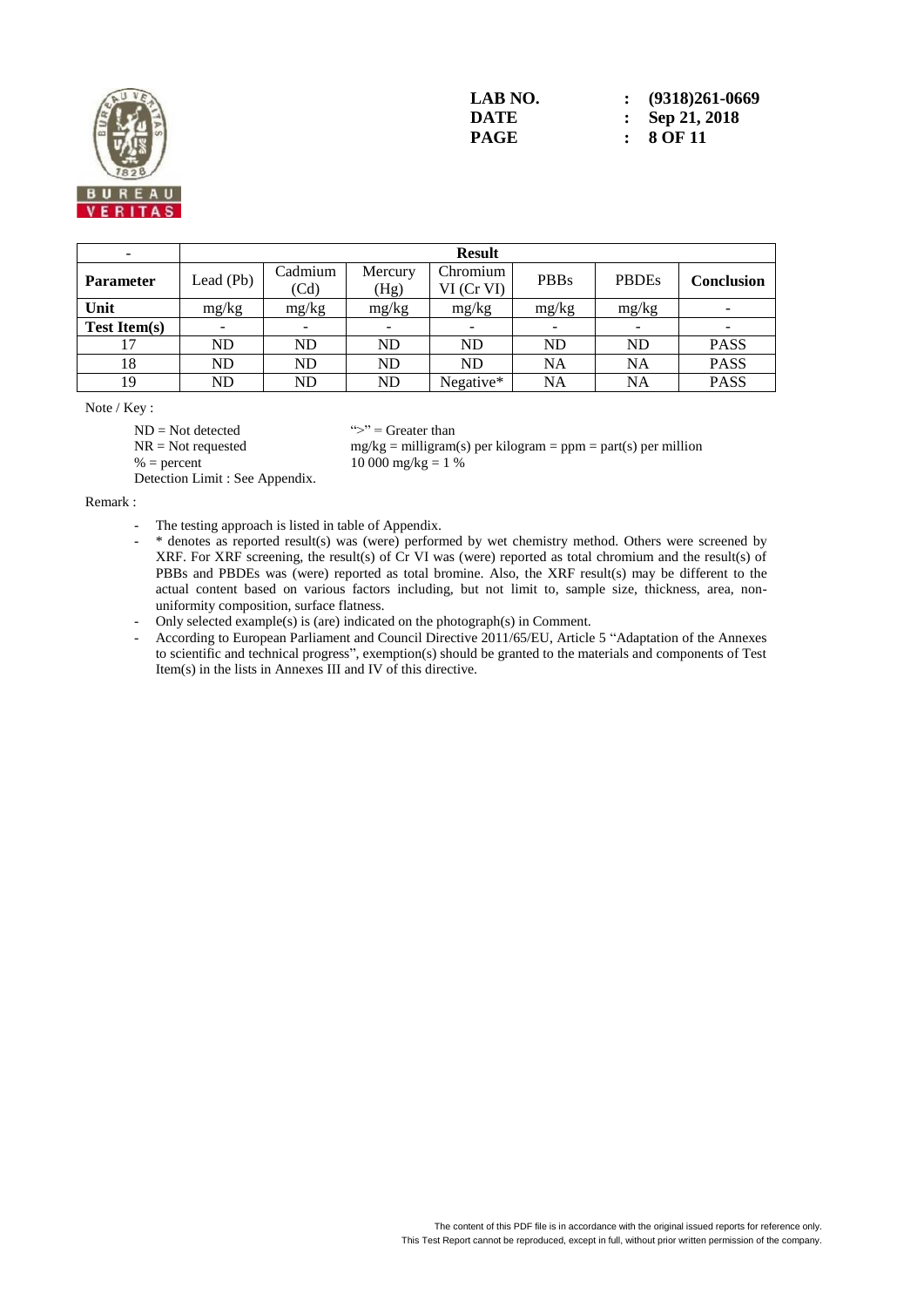LAB NO. : (9318)261-0669
DATE : Sep 21, 2018

| - | Result | | | | | | |
|---|---|---|---|---|---|---|---|
| **Parameter** | Lead (Pb) | Cadmium (Cd) | Mercury (Hg) | Chromium VI (Cr VI) | PBBs | PBDEs | **Conclusion** |
| **Unit** | mg/kg | mg/kg | mg/kg | mg/kg | mg/kg | mg/kg | - |
| **Test Item(s)** | - | - | - | - | - | - | - |
| 17 | ND | ND | ND | ND | ND | ND | PASS |
| 18 | ND | ND | ND | ND | NA | NA | PASS |
| 19 | ND | ND | ND | Negative* | NA | NA | PASS |

Note / Key :

ND = Not detected
NR = Not requested
% = percent
Detection Limit : See Appendix.

">" = Greater than
mg/kg = milligram(s) per kilogram = ppm = part(s) per million
10 000 mg/kg = 1 %

Remark :

- The testing approach is listed in table of Appendix.
- * denotes as reported result(s) was (were) performed by wet chemistry method. Others were screened by XRF. For XRF screening, the result(s) of Cr VI was (were) reported as total chromium and the result(s) of PBBs and PBDEs was (were) reported as total bromine. Also, the XRF result(s) may be different to the actual content based on various factors including, but not limit to, sample size, thickness, area, non-uniformity composition, surface flatness.
- Only selected example(s) is (are) indicated on the photograph(s) in Comment.
- According to European Parliament and Council Directive 2011/65/EU, Article 5 "Adaptation of the Annexes to scientific and technical progress", exemption(s) should be granted to the materials and components of Test Item(s) in the lists in Annexes III and IV of this directive.

The content of this PDF file is in accordance with the original issued reports for reference only.
This Test Report cannot be reproduced, except in full, without prior written permission of the company.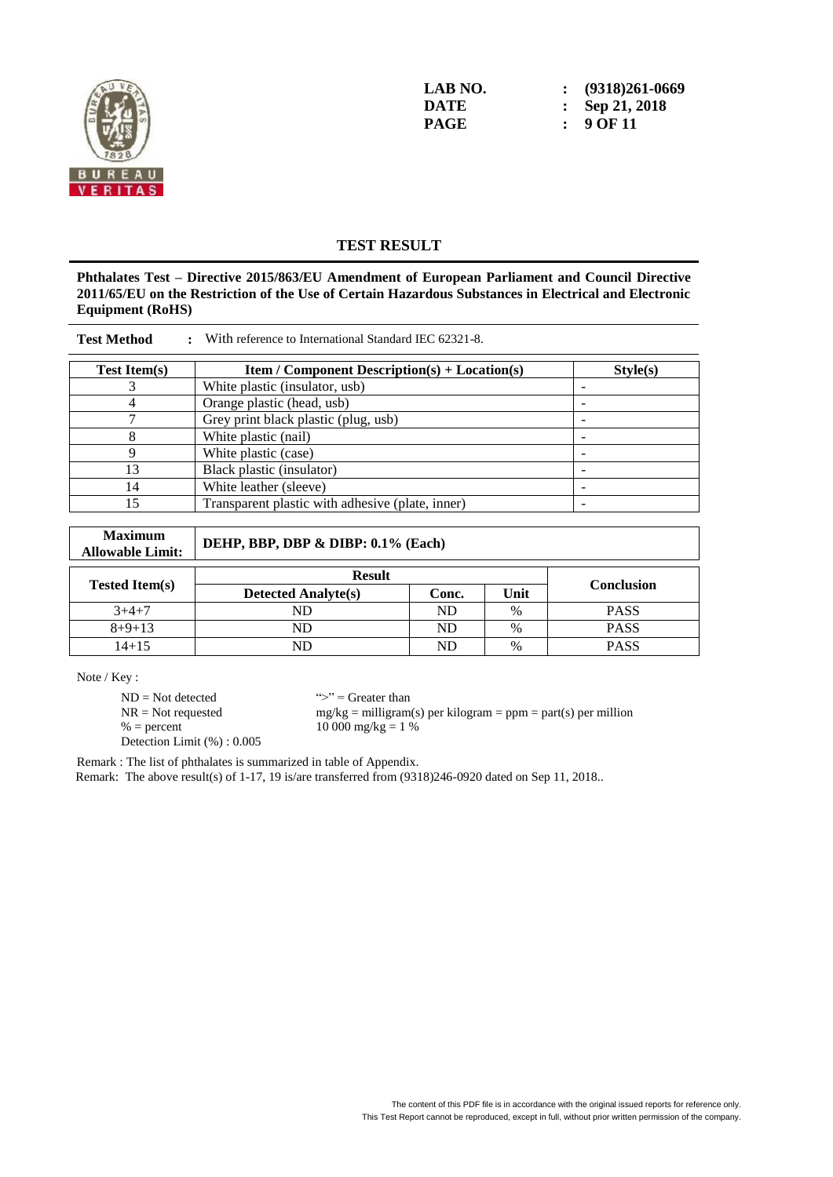LAB NO. : (9318)261-0669
DATE : Sep 21, 2018

## TEST RESULT

**Phthalates Test – Directive 2015/863/EU Amendment of European Parliament and Council Directive 2011/65/EU on the Restriction of the Use of Certain Hazardous Substances in Electrical and Electronic Equipment (RoHS)**

**Test Method** : With reference to International Standard IEC 62321-8.

| Test Item(s) | Item / Component Description(s) + Location(s) | Style(s) |
|---|---|---|
| 3 | White plastic (insulator, usb) | - |
| 4 | Orange plastic (head, usb) | - |
| 7 | Grey print black plastic (plug, usb) | - |
| 8 | White plastic (nail) | - |
| 9 | White plastic (case) | - |
| 13 | Black plastic (insulator) | - |
| 14 | White leather (sleeve) | - |
| 15 | Transparent plastic with adhesive (plate, inner) | - |

**Maximum Allowable Limit:** **DEHP, BBP, DBP & DIBP: 0.1% (Each)**

| Tested Item(s) | Result | | | Conclusion |
|---|---|---|---|---|
| | Detected Analyte(s) | Conc. | Unit | |
| 3+4+7 | ND | ND | % | PASS |
| 8+9+13 | ND | ND | % | PASS |
| 14+15 | ND | ND | % | PASS |

Note / Key :

ND = Not detected
NR = Not requested
% = percent
Detection Limit (%) : 0.005

">" = Greater than
mg/kg = milligram(s) per kilogram = ppm = part(s) per million
10 000 mg/kg = 1 %

Remark : The list of phthalates is summarized in table of Appendix.

Remark: The above result(s) of 1-17, 19 is/are transferred from (9318)246-0920 dated on Sep 11, 2018..

The content of this PDF file is in accordance with the original issued reports for reference only.
This Test Report cannot be reproduced, except in full, without prior written permission of the company.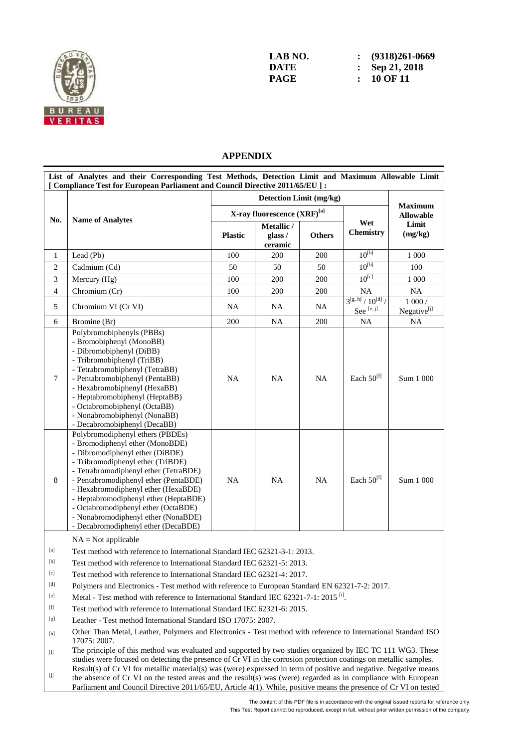LAB NO. : (9318)261-0669
DATE : Sep 21, 2018

## APPENDIX

**List of Analytes and their Corresponding Test Methods, Detection Limit and Maximum Allowable Limit [ Compliance Test for European Parliament and Council Directive 2011/65/EU ] :**

| No. | Name of Analytes | Detection Limit (mg/kg) | | | | Maximum Allowable Limit (mg/kg) |
|---|---|---|---|---|---|---|
| | | X-ray fluorescence (XRF)[a] | | | Wet Chemistry | |
| | | Plastic | Metallic / glass / ceramic | Others | | |
| 1 | Lead (Pb) | 100 | 200 | 200 | 10[b] | 1 000 |
| 2 | Cadmium (Cd) | 50 | 50 | 50 | 10[b] | 100 |
| 3 | Mercury (Hg) | 100 | 200 | 200 | 10[c] | 1 000 |
| 4 | Chromium (Cr) | 100 | 200 | 200 | NA | NA |
| 5 | Chromium VI (Cr VI) | NA | NA | NA | 3[g, h] / 10[d] / See [e, j] | 1 000 / Negative[j] |
| 6 | Bromine (Br) | 200 | NA | 200 | NA | NA |
| 7 | Polybromobiphenyls (PBBs)<br>- Bromobiphenyl (MonoBB)<br>- Dibromobiphenyl (DiBB)<br>- Tribromobiphenyl (TriBB)<br>- Tetrabromobiphenyl (TetraBB)<br>- Pentabromobiphenyl (PentaBB)<br>- Hexabromobiphenyl (HexaBB)<br>- Heptabromobiphenyl (HeptaBB)<br>- Octabromobiphenyl (OctaBB)<br>- Nonabromobiphenyl (NonaBB)<br>- Decabromobiphenyl (DecaBB) | NA | NA | NA | Each 50[f] | Sum 1 000 |
| 8 | Polybromodiphenyl ethers (PBDEs)<br>- Bromodiphenyl ether (MonoBDE)<br>- Dibromodiphenyl ether (DiBDE)<br>- Tribromodiphenyl ether (TriBDE)<br>- Tetrabromodiphenyl ether (TetraBDE)<br>- Pentabromodiphenyl ether (PentaBDE)<br>- Hexabromodiphenyl ether (HexaBDE)<br>- Heptabromodiphenyl ether (HeptaBDE)<br>- Octabromodiphenyl ether (OctaBDE)<br>- Nonabromodiphenyl ether (NonaBDE)<br>- Decabromodiphenyl ether (DecaBDE) | NA | NA | NA | Each 50[f] | Sum 1 000 |

NA = Not applicable

[a] Test method with reference to International Standard IEC 62321-3-1: 2013.

[b] Test method with reference to International Standard IEC 62321-5: 2013.

[c] Test method with reference to International Standard IEC 62321-4: 2017.

[d] Polymers and Electronics - Test method with reference to European Standard EN 62321-7-2: 2017.

[e] Metal - Test method with reference to International Standard IEC 62321-7-1: 2015 [i].

[f] Test method with reference to International Standard IEC 62321-6: 2015.

[g] Leather - Test method International Standard ISO 17075: 2007.

[h] Other Than Metal, Leather, Polymers and Electronics - Test method with reference to International Standard ISO 17075: 2007.

[i] The principle of this method was evaluated and supported by two studies organized by IEC TC 111 WG3. These studies were focused on detecting the presence of Cr VI in the corrosion protection coatings on metallic samples.

[j] Result(s) of Cr VI for metallic material(s) was (were) expressed in term of positive and negative. Negative means the absence of Cr VI on the tested areas and the result(s) was (were) regarded as in compliance with European Parliament and Council Directive 2011/65/EU, Article 4(1). While, positive means the presence of Cr VI on tested

The content of this PDF file is in accordance with the original issued reports for reference only.
This Test Report cannot be reproduced, except in full, without prior written permission of the company.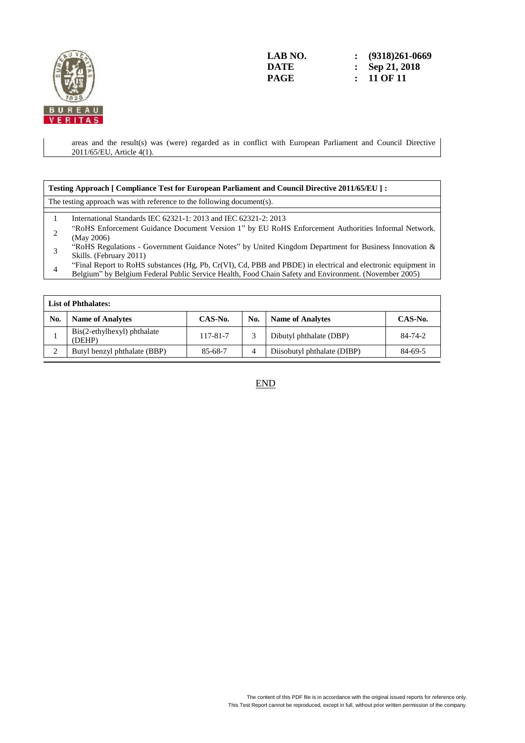areas and the result(s) was (were) regarded as in conflict with European Parliament and Council Directive 2011/65/EU, Article 4(1).

**Testing Approach [ Compliance Test for European Parliament and Council Directive 2011/65/EU ] :**

The testing approach was with reference to the following document(s).

| | |
|---|---|
| 1 | International Standards IEC 62321-1: 2013 and IEC 62321-2: 2013 |
| 2 | "RoHS Enforcement Guidance Document Version 1" by EU RoHS Enforcement Authorities Informal Network. (May 2006) |
| 3 | "RoHS Regulations - Government Guidance Notes" by United Kingdom Department for Business Innovation & Skills. (February 2011) |
| 4 | "Final Report to RoHS substances (Hg, Pb, Cr(VI), Cd, PBB and PBDE) in electrical and electronic equipment in Belgium" by Belgium Federal Public Service Health, Food Chain Safety and Environment. (November 2005) |

**List of Phthalates:**

| No. | Name of Analytes | CAS-No. | No. | Name of Analytes | CAS-No. |
|---|---|---|---|---|---|
| 1 | Bis(2-ethylhexyl) phthalate (DEHP) | 117-81-7 | 3 | Dibutyl phthalate (DBP) | 84-74-2 |
| 2 | Butyl benzyl phthalate (BBP) | 85-68-7 | 4 | Diisobutyl phthalate (DIBP) | 84-69-5 |

END

The content of this PDF file is in accordance with the original issued reports for reference only.
This Test Report cannot be reproduced, except in full, without prior written permission of the company.